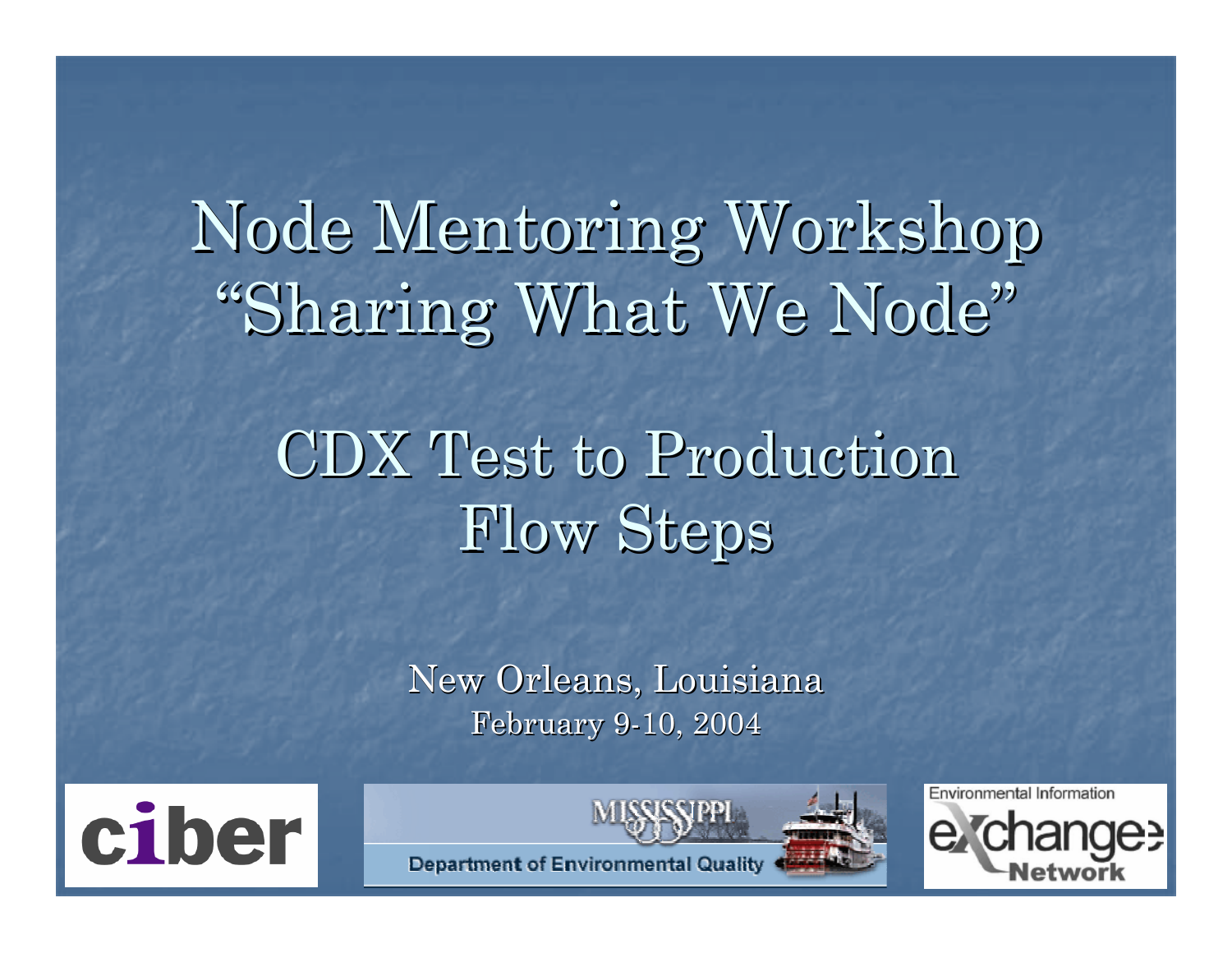# Node Mentoring Workshop "Sharing What We Node"

## CDX Test to Production Flow Steps

New Orleans, Louisiana

February 9-10, 2004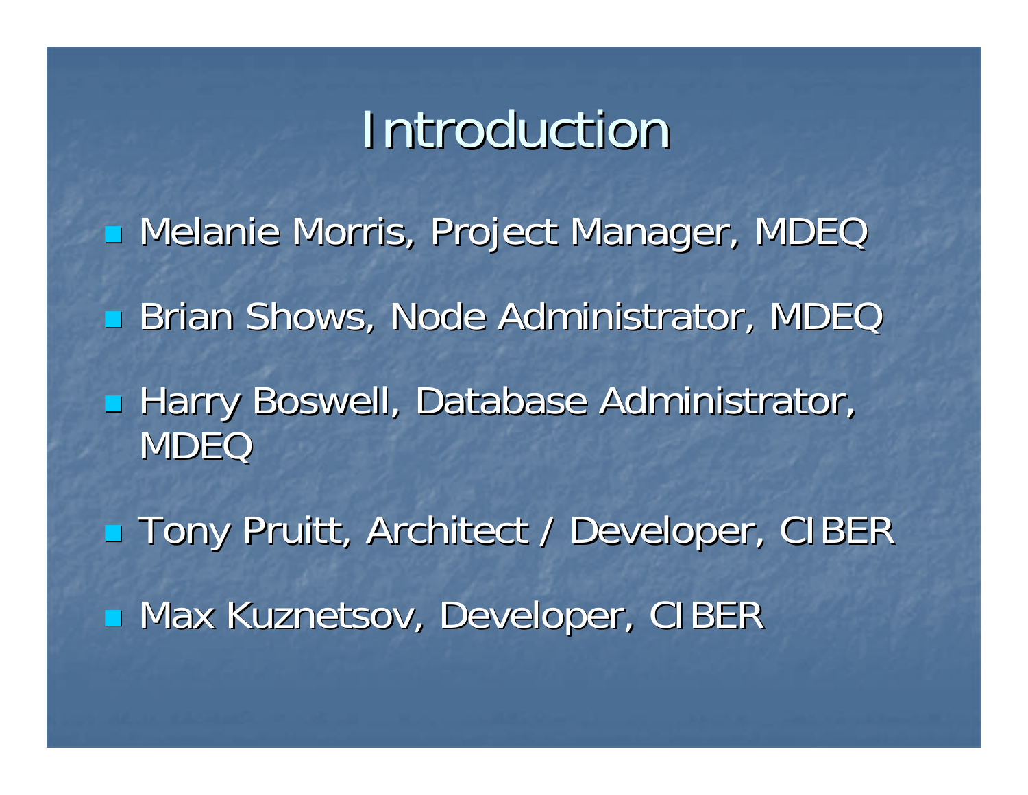# Introduction

- Melanie Morris, Project Manager, MDEQ
- Brian Shows, Node Administrator, MDEQ
- Harry Boswell, Database Administrator, MDEQ
- Tony Pruitt, Architect / Developer, CIBER
- Max Kuznetsov, Developer, CIBER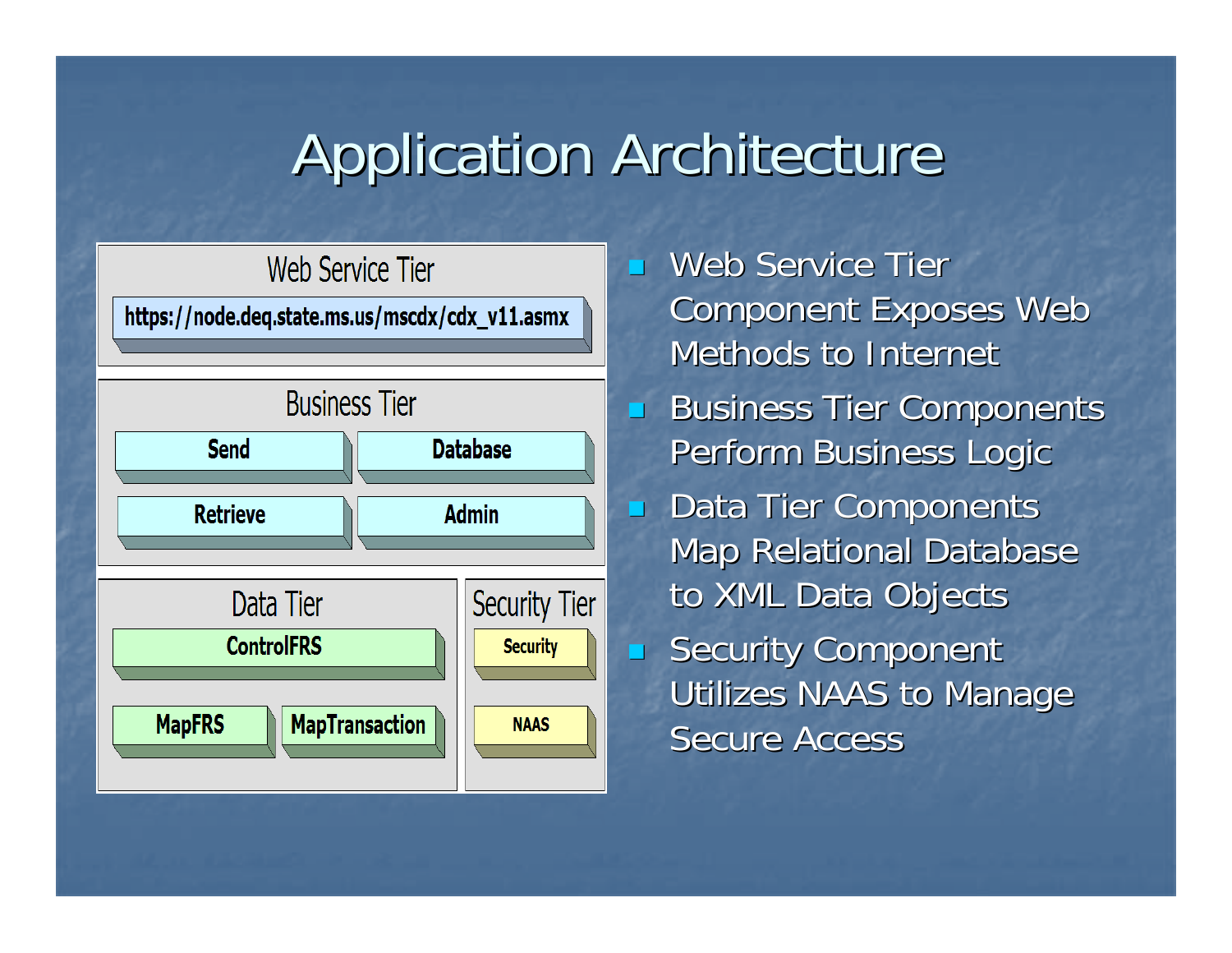# Application Architecture

**Web Service Tier**

- https://node.deq.state.ms.us/mscdx/cdx_v11.asmx

**Business Tier**

- Send
- Database
- Retrieve
- Admin

**Data Tier**

- ControlFRS
- MapFRS
- MapTransaction

**Security Tier**

- Security
- NAAS

---

- Web Service Tier Component Exposes Web Methods to Internet
- Business Tier Components Perform Business Logic
- Data Tier Components Map Relational Database to XML Data Objects
- Security Component Utilizes NAAS to Manage Secure Access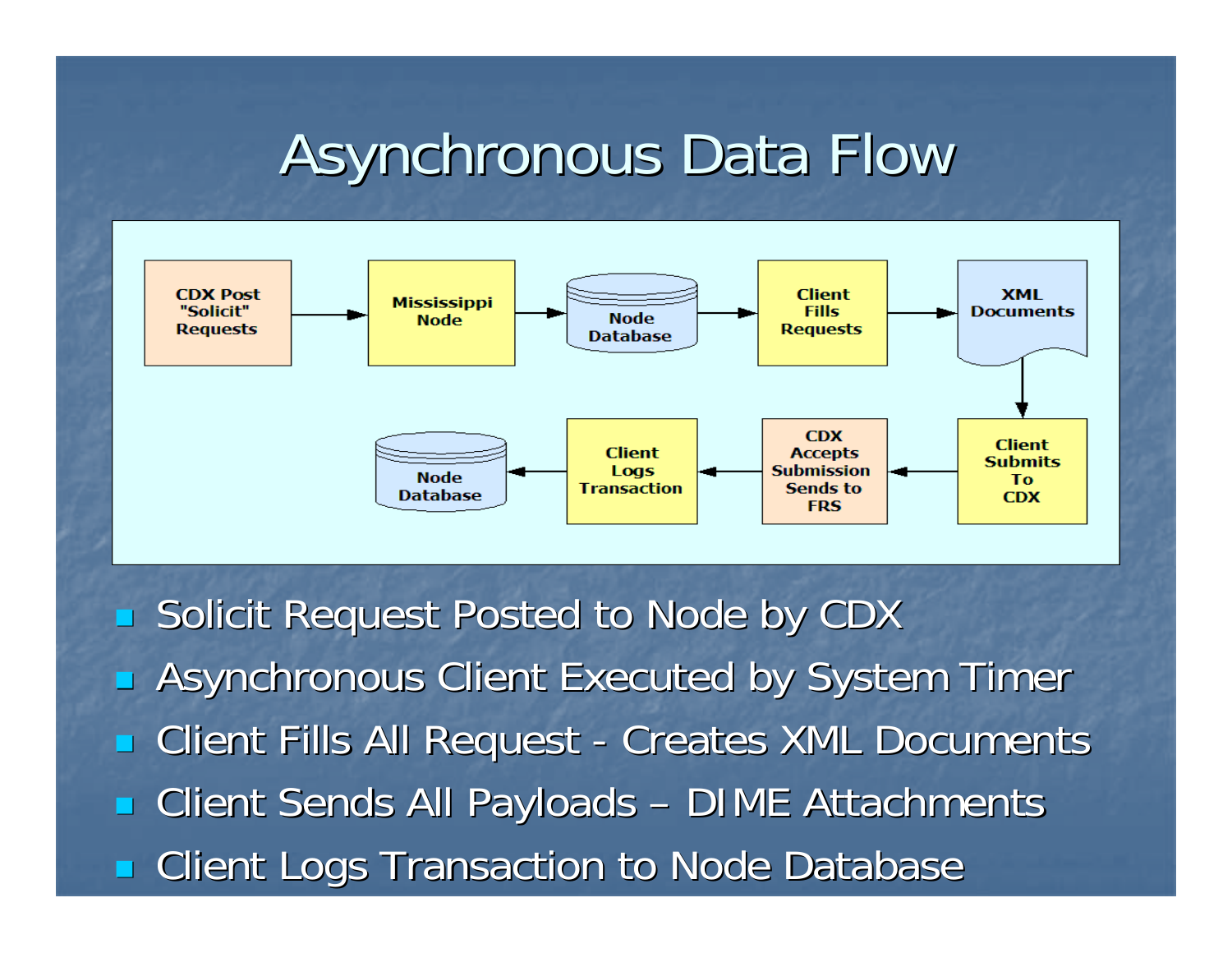# Asynchronous Data Flow

- Solicit Request Posted to Node by CDX
- Asynchronous Client Executed by System Timer
- Client Fills All Request - Creates XML Documents
- Client Sends All Payloads – DIME Attachments
- Client Logs Transaction to Node Database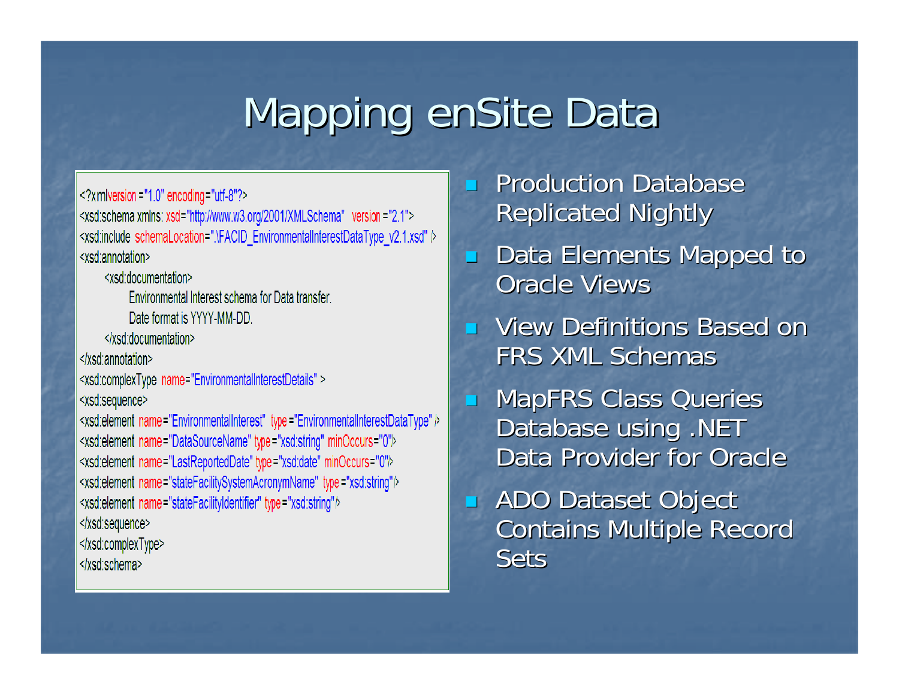# Mapping enSite Data

```xml
<?xml version="1.0" encoding="utf-8"?>
<xsd:schema xmlns: xsd="http://www.w3.org/2001/XMLSchema"   version="2.1">
<xsd:include  schemaLocation=".\FACID_EnvironmentalInterestDataType_v2.1.xsd" />
<xsd:annotation>
      <xsd:documentation>
            Environmental Interest schema for Data transfer.
            Date format is YYYY-MM-DD.
      </xsd:documentation>
</xsd:annotation>
<xsd:complexType  name="EnvironmentalInterestDetails" >
<xsd:sequence>
<xsd:element  name="EnvironmentalInterest"  type="EnvironmentalInterestDataType" />
<xsd:element  name="DataSourceName" type="xsd:string" minOccurs="0"/>
<xsd:element  name="LastReportedDate"  type="xsd:date"  minOccurs="0"/>
<xsd:element  name="stateFacilitySystemAcronymName"  type="xsd:string"/>
<xsd:element  name="stateFacilityIdentifier"  type="xsd:string"/>
</xsd:sequence>
</xsd:complexType>
</xsd:schema>
```

- Production Database Replicated Nightly
- Data Elements Mapped to Oracle Views
- View Definitions Based on FRS XML Schemas
- MapFRS Class Queries Database using .NET Data Provider for Oracle
- ADO Dataset Object Contains Multiple Record Sets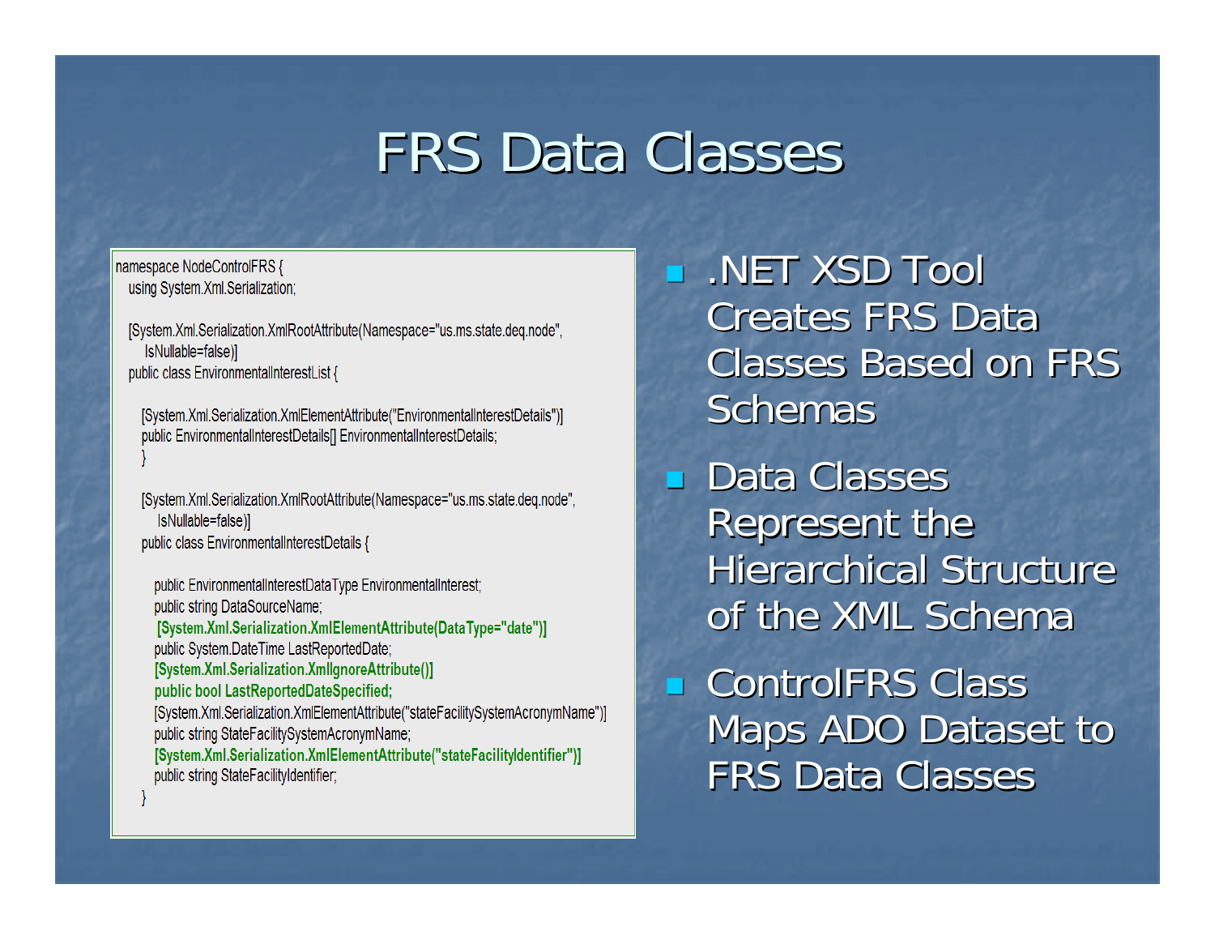# FRS Data Classes

```
namespace NodeControlFRS {
  using System.Xml.Serialization;

  [System.Xml.Serialization.XmlRootAttribute(Namespace="us.ms.state.deq.node",
     IsNullable=false)]
  public class EnvironmentalInterestList {

    [System.Xml.Serialization.XmlElementAttribute("EnvironmentalInterestDetails")]
    public EnvironmentalInterestDetails[] EnvironmentalInterestDetails;
    }

    [System.Xml.Serialization.XmlRootAttribute(Namespace="us.ms.state.deq.node",
       IsNullable=false)]
    public class EnvironmentalInterestDetails {

      public EnvironmentalInterestDataType EnvironmentalInterest;
      public string DataSourceName;
       [System.Xml.Serialization.XmlElementAttribute(DataType="date")]
      public System.DateTime LastReportedDate;
      [System.Xml.Serialization.XmlIgnoreAttribute()]
      public bool LastReportedDateSpecified;
      [System.Xml.Serialization.XmlElementAttribute("stateFacilitySystemAcronymName")]
      public string StateFacilitySystemAcronymName;
      [System.Xml.Serialization.XmlElementAttribute("stateFacilityIdentifier")]
      public string StateFacilityIdentifier;
    }
```

- .NET XSD Tool Creates FRS Data Classes Based on FRS Schemas
- Data Classes Represent the Hierarchical Structure of the XML Schema
- ControlFRS Class Maps ADO Dataset to FRS Data Classes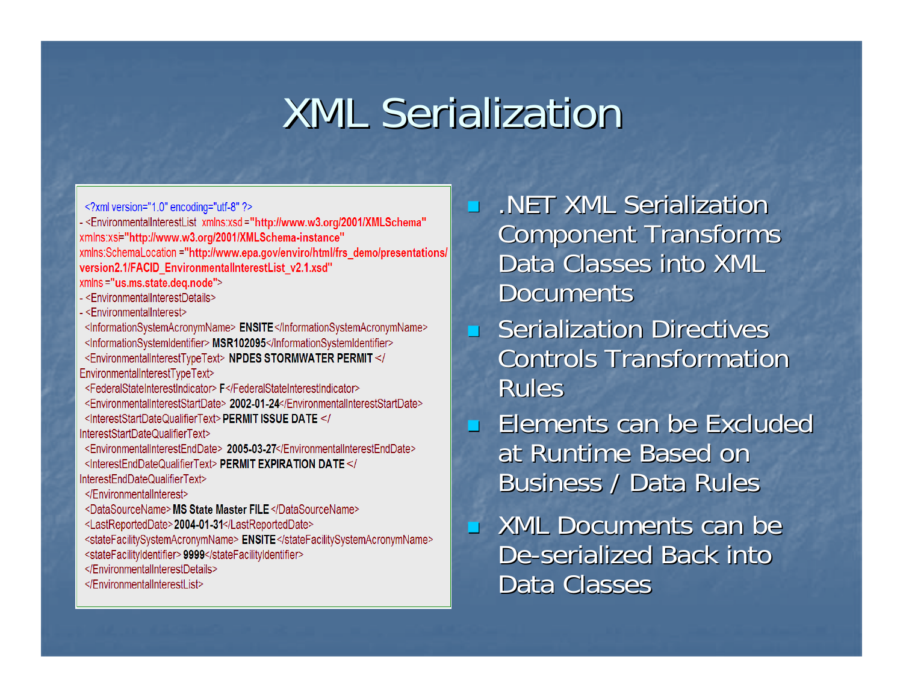# XML Serialization

```xml
<?xml version="1.0" encoding="utf-8" ?>
- <EnvironmentalInterestList xmlns:xsd="http://www.w3.org/2001/XMLSchema"
xmlns:xsi="http://www.w3.org/2001/XMLSchema-instance"
xmlns:SchemaLocation="http://www.epa.gov/enviro/html/frs_demo/presentations/
version2.1/FACID_EnvironmentalInterestList_v2.1.xsd"
xmlns="us.ms.state.deq.node">
- <EnvironmentalInterestDetails>
- <EnvironmentalInterest>
  <InformationSystemAcronymName> ENSITE</InformationSystemAcronymName>
  <InformationSystemIdentifier> MSR102095</InformationSystemIdentifier>
  <EnvironmentalInterestTypeText> NPDES STORMWATER PERMIT </
EnvironmentalInterestTypeText>
  <FederalStateInterestIndicator> F</FederalStateInterestIndicator>
  <EnvironmentalInterestStartDate> 2002-01-24</EnvironmentalInterestStartDate>
  <InterestStartDateQualifierText> PERMIT ISSUE DATE </
InterestStartDateQualifierText>
  <EnvironmentalInterestEndDate> 2005-03-27</EnvironmentalInterestEndDate>
  <InterestEndDateQualifierText> PERMIT EXPIRATION DATE </
InterestEndDateQualifierText>
  </EnvironmentalInterest>
  <DataSourceName> MS State Master FILE </DataSourceName>
  <LastReportedDate> 2004-01-31</LastReportedDate>
  <stateFacilitySystemAcronymName> ENSITE</stateFacilitySystemAcronymName>
  <stateFacilityIdentifier> 9999</stateFacilityIdentifier>
  </EnvironmentalInterestDetails>
  </EnvironmentalInterestList>
```

- .NET XML Serialization Component Transforms Data Classes into XML Documents
- Serialization Directives Controls Transformation Rules
- Elements can be Excluded at Runtime Based on Business / Data Rules
- XML Documents can be De-serialized Back into Data Classes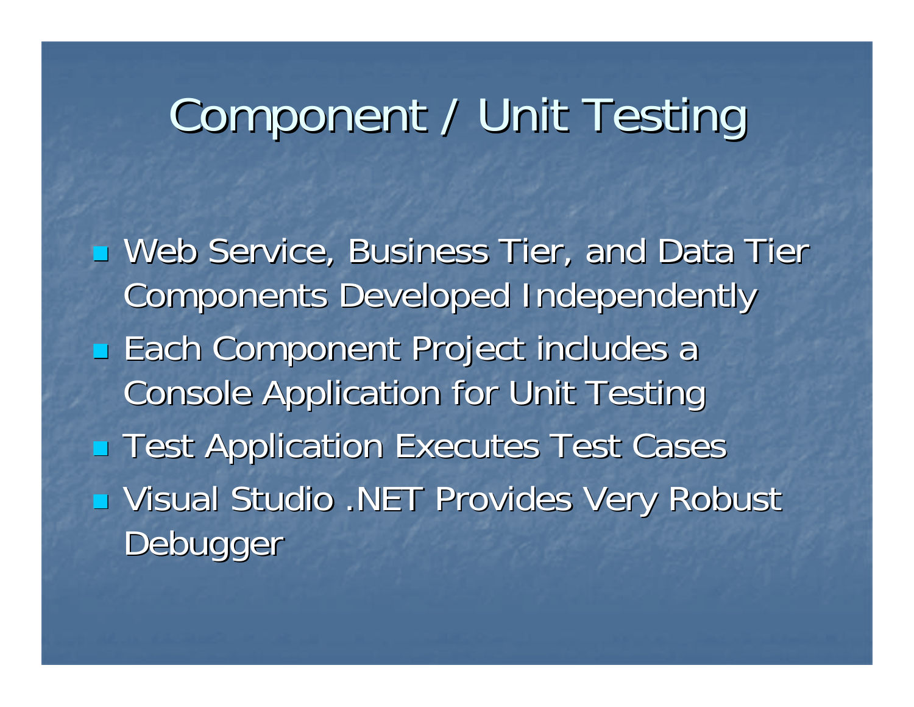# Component / Unit Testing

- Web Service, Business Tier, and Data Tier Components Developed Independently
- Each Component Project includes a Console Application for Unit Testing
- Test Application Executes Test Cases
- Visual Studio .NET Provides Very Robust Debugger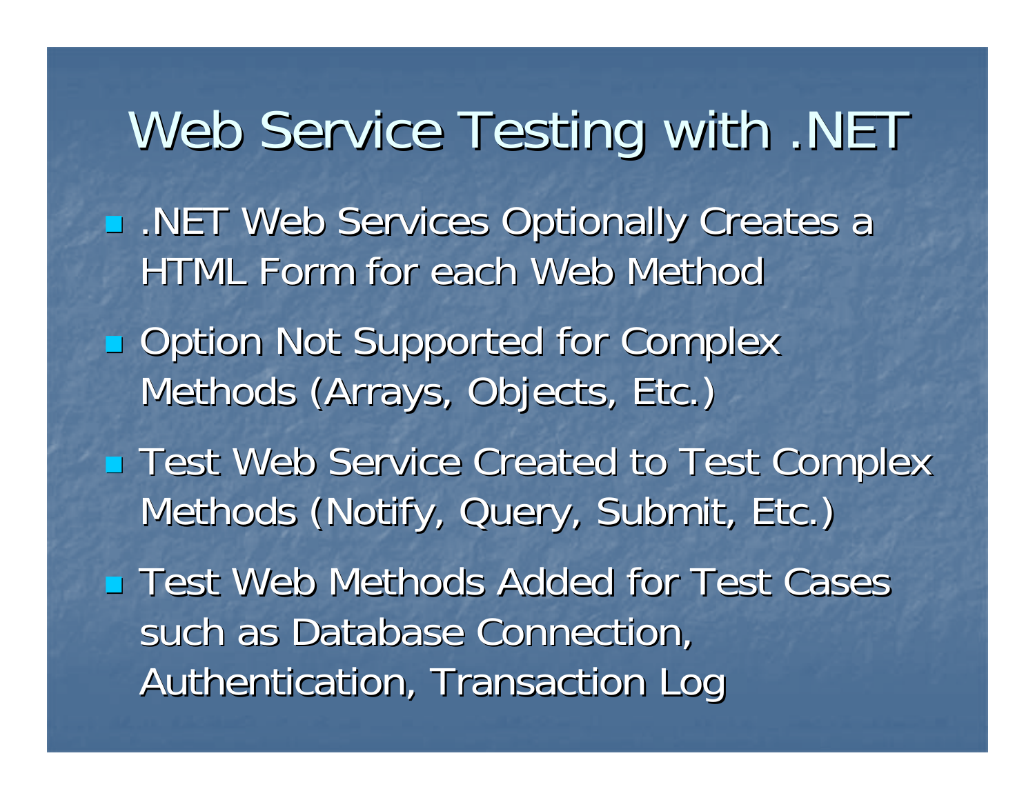# Web Service Testing with .NET

- .NET Web Services Optionally Creates a HTML Form for each Web Method
- Option Not Supported for Complex Methods (Arrays, Objects, Etc.)
- Test Web Service Created to Test Complex Methods (Notify, Query, Submit, Etc.)
- Test Web Methods Added for Test Cases such as Database Connection, Authentication, Transaction Log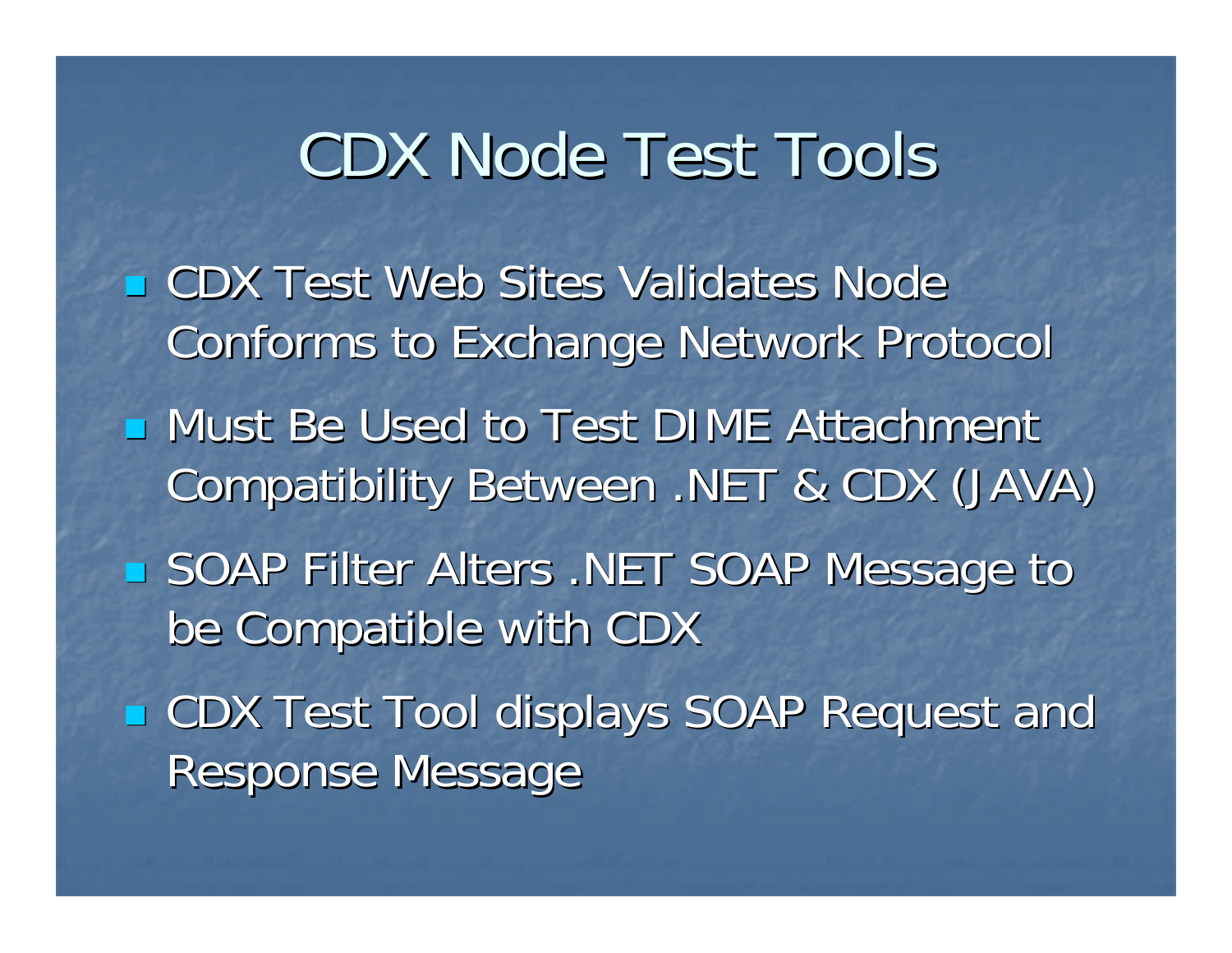# CDX Node Test Tools

- CDX Test Web Sites Validates Node Conforms to Exchange Network Protocol
- Must Be Used to Test DIME Attachment Compatibility Between .NET & CDX (JAVA)
- SOAP Filter Alters .NET SOAP Message to be Compatible with CDX
- CDX Test Tool displays SOAP Request and Response Message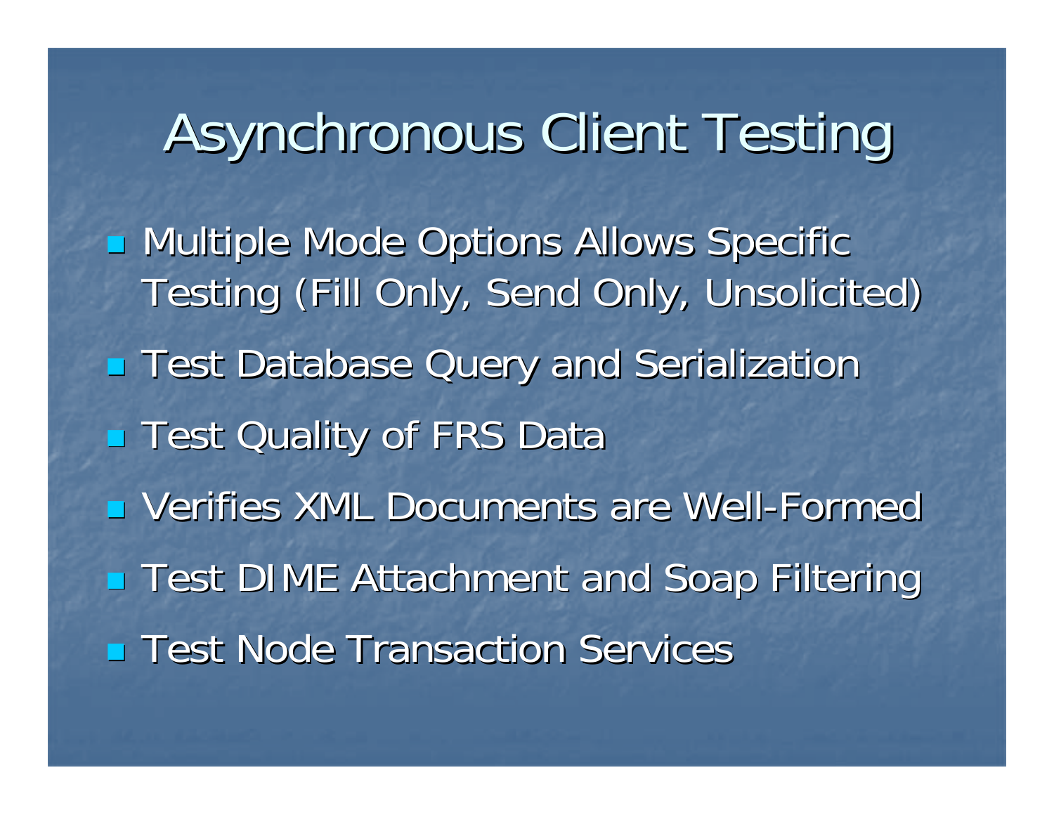# Asynchronous Client Testing

- Multiple Mode Options Allows Specific Testing (Fill Only, Send Only, Unsolicited)
- Test Database Query and Serialization
- Test Quality of FRS Data
- Verifies XML Documents are Well-Formed
- Test DIME Attachment and Soap Filtering
- Test Node Transaction Services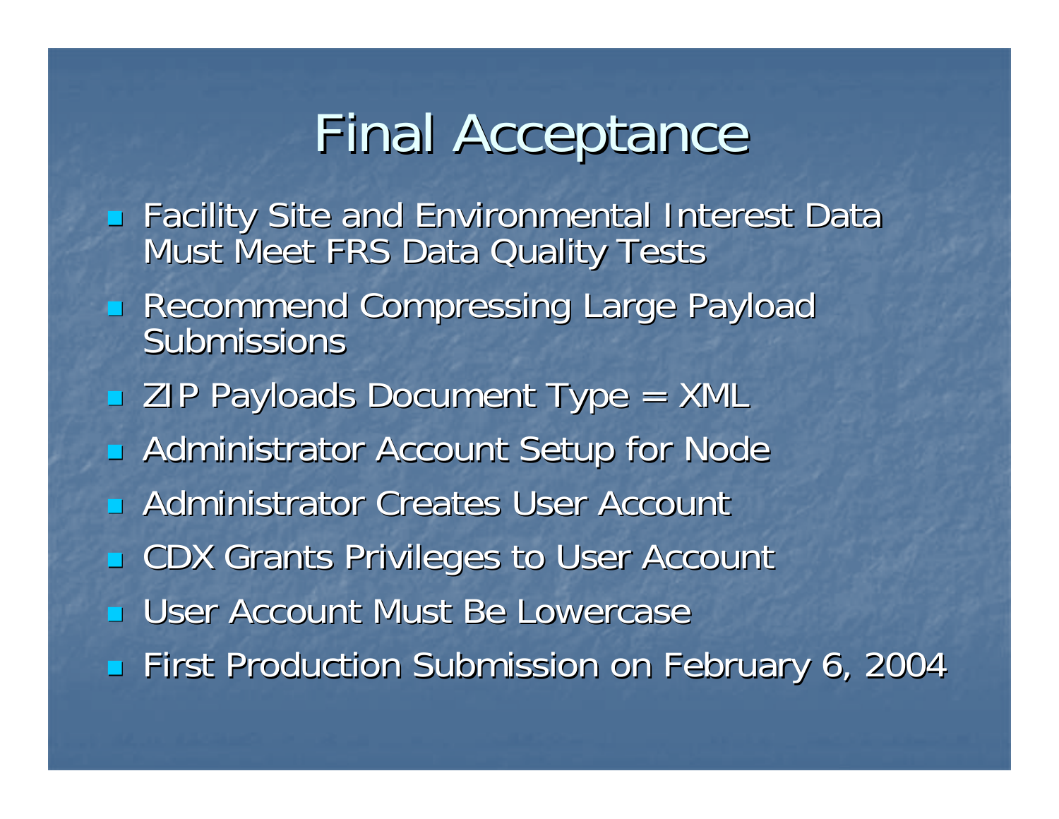# Final Acceptance

- Facility Site and Environmental Interest Data Must Meet FRS Data Quality Tests
- Recommend Compressing Large Payload Submissions
- ZIP Payloads Document Type = XML
- Administrator Account Setup for Node
- Administrator Creates User Account
- CDX Grants Privileges to User Account
- User Account Must Be Lowercase
- First Production Submission on February 6, 2004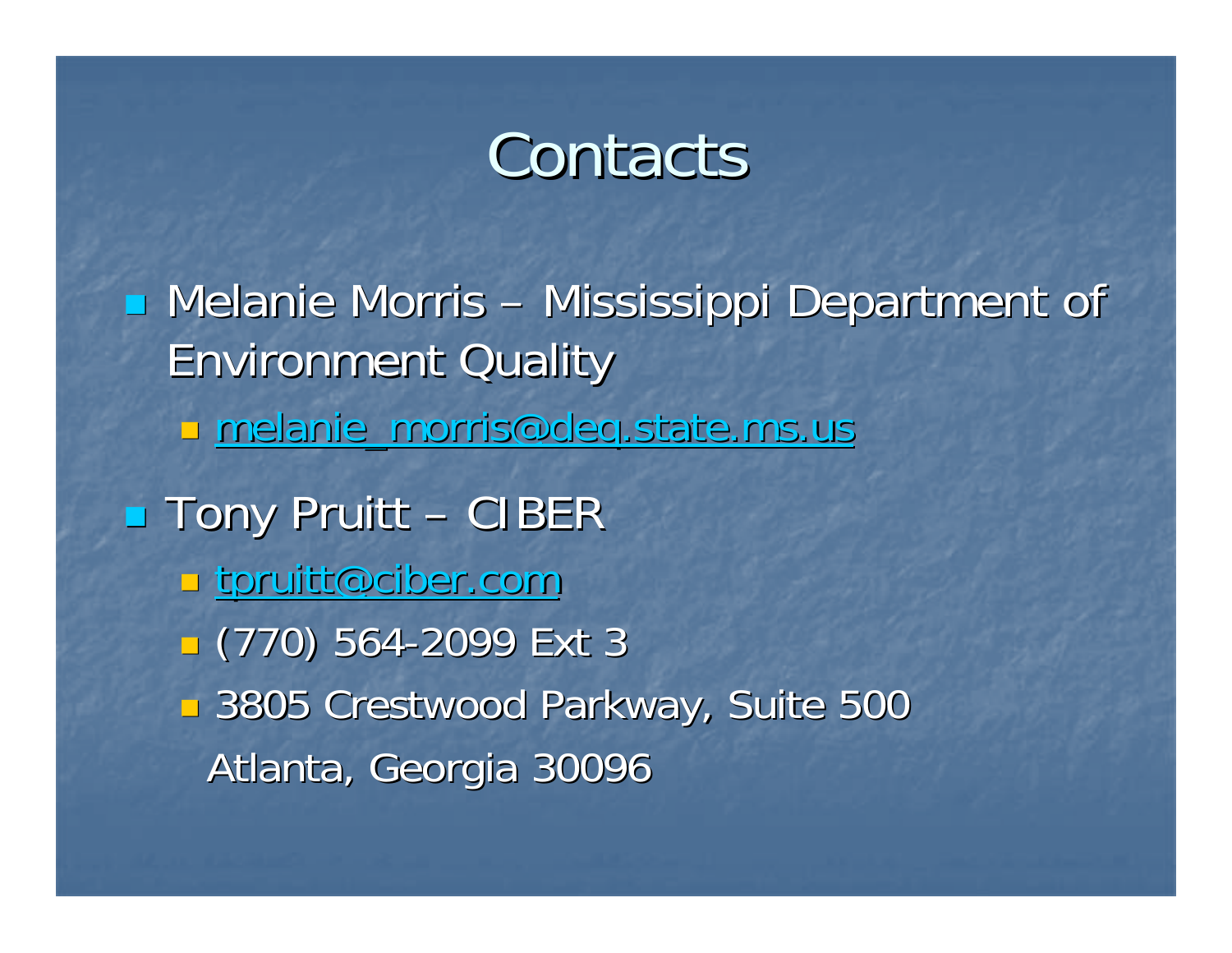# Contacts

- Melanie Morris – Mississippi Department of Environment Quality
  - melanie_morris@deq.state.ms.us
- Tony Pruitt – CIBER
  - tpruitt@ciber.com
  - (770) 564-2099 Ext 3
  - 3805 Crestwood Parkway, Suite 500
    Atlanta, Georgia 30096